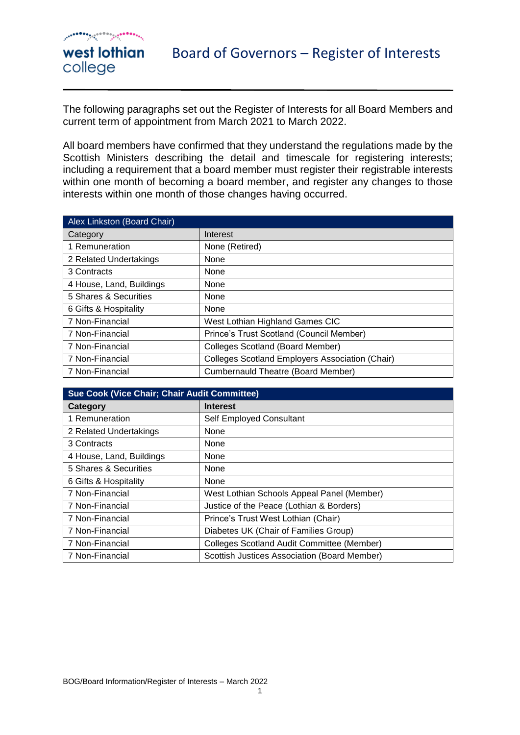# Board of Governors – Register of Interests

The following paragraphs set out the Register of Interests for all Board Members and current term of appointment from March 2021 to March 2022.

All board members have confirmed that they understand the regulations made by the Scottish Ministers describing the detail and timescale for registering interests; including a requirement that a board member must register their registrable interests within one month of becoming a board member, and register any changes to those interests within one month of those changes having occurred.

| Alex Linkston (Board Chair) | |
|---|---|
| Category | Interest |
| 1 Remuneration | None (Retired) |
| 2 Related Undertakings | None |
| 3 Contracts | None |
| 4 House, Land, Buildings | None |
| 5 Shares & Securities | None |
| 6 Gifts & Hospitality | None |
| 7 Non-Financial | West Lothian Highland Games CIC |
| 7 Non-Financial | Prince's Trust Scotland (Council Member) |
| 7 Non-Financial | Colleges Scotland (Board Member) |
| 7 Non-Financial | Colleges Scotland Employers Association (Chair) |
| 7 Non-Financial | Cumbernauld Theatre (Board Member) |

| **Sue Cook (Vice Chair; Chair Audit Committee)** | |
|---|---|
| **Category** | **Interest** |
| 1 Remuneration | Self Employed Consultant |
| 2 Related Undertakings | None |
| 3 Contracts | None |
| 4 House, Land, Buildings | None |
| 5 Shares & Securities | None |
| 6 Gifts & Hospitality | None |
| 7 Non-Financial | West Lothian Schools Appeal Panel (Member) |
| 7 Non-Financial | Justice of the Peace (Lothian & Borders) |
| 7 Non-Financial | Prince's Trust West Lothian (Chair) |
| 7 Non-Financial | Diabetes UK (Chair of Families Group) |
| 7 Non-Financial | Colleges Scotland Audit Committee (Member) |
| 7 Non-Financial | Scottish Justices Association (Board Member) |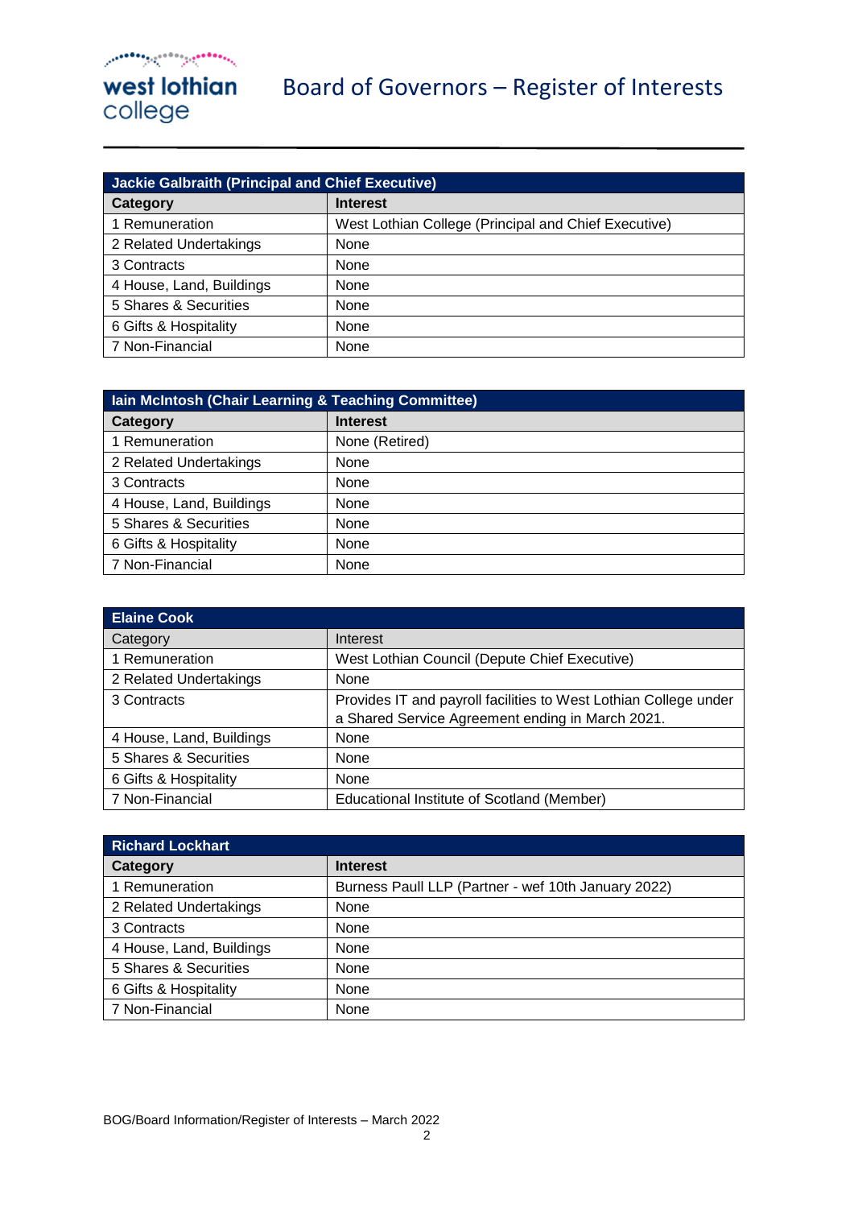# Board of Governors – Register of Interests

| Jackie Galbraith (Principal and Chief Executive) | |
|---|---|
| **Category** | **Interest** |
| 1 Remuneration | West Lothian College (Principal and Chief Executive) |
| 2 Related Undertakings | None |
| 3 Contracts | None |
| 4 House, Land, Buildings | None |
| 5 Shares & Securities | None |
| 6 Gifts & Hospitality | None |
| 7 Non-Financial | None |

| Iain McIntosh (Chair Learning & Teaching Committee) | |
|---|---|
| **Category** | **Interest** |
| 1 Remuneration | None (Retired) |
| 2 Related Undertakings | None |
| 3 Contracts | None |
| 4 House, Land, Buildings | None |
| 5 Shares & Securities | None |
| 6 Gifts & Hospitality | None |
| 7 Non-Financial | None |

| Elaine Cook | |
|---|---|
| Category | Interest |
| 1 Remuneration | West Lothian Council (Depute Chief Executive) |
| 2 Related Undertakings | None |
| 3 Contracts | Provides IT and payroll facilities to West Lothian College under a Shared Service Agreement ending in March 2021. |
| 4 House, Land, Buildings | None |
| 5 Shares & Securities | None |
| 6 Gifts & Hospitality | None |
| 7 Non-Financial | Educational Institute of Scotland (Member) |

| Richard Lockhart | |
|---|---|
| **Category** | **Interest** |
| 1 Remuneration | Burness Paull LLP (Partner - wef 10th January 2022) |
| 2 Related Undertakings | None |
| 3 Contracts | None |
| 4 House, Land, Buildings | None |
| 5 Shares & Securities | None |
| 6 Gifts & Hospitality | None |
| 7 Non-Financial | None |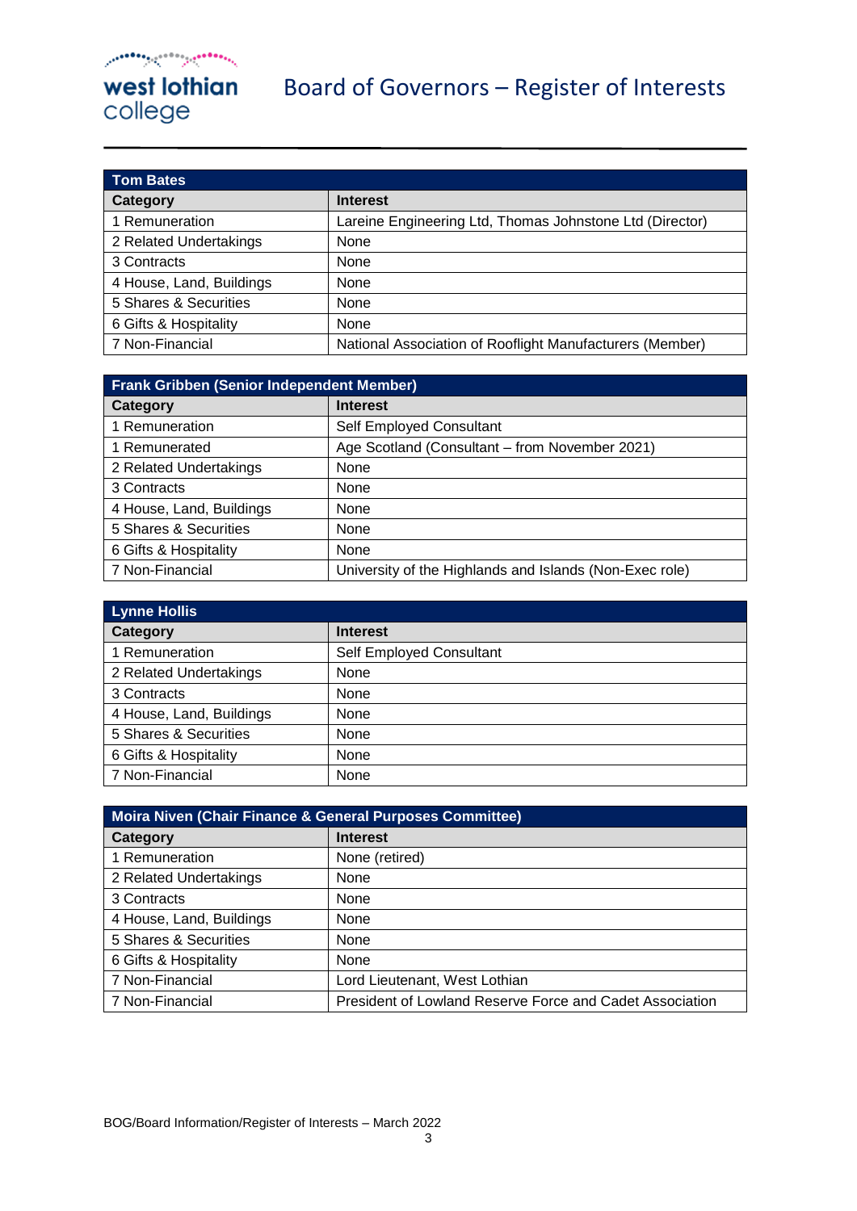| Tom Bates | |
|---|---|
| **Category** | **Interest** |
| 1 Remuneration | Lareine Engineering Ltd, Thomas Johnstone Ltd (Director) |
| 2 Related Undertakings | None |
| 3 Contracts | None |
| 4 House, Land, Buildings | None |
| 5 Shares & Securities | None |
| 6 Gifts & Hospitality | None |
| 7 Non-Financial | National Association of Rooflight Manufacturers (Member) |

| Frank Gribben (Senior Independent Member) | |
|---|---|
| **Category** | **Interest** |
| 1 Remuneration | Self Employed Consultant |
| 1 Remunerated | Age Scotland (Consultant – from November 2021) |
| 2 Related Undertakings | None |
| 3 Contracts | None |
| 4 House, Land, Buildings | None |
| 5 Shares & Securities | None |
| 6 Gifts & Hospitality | None |
| 7 Non-Financial | University of the Highlands and Islands (Non-Exec role) |

| Lynne Hollis | |
|---|---|
| **Category** | **Interest** |
| 1 Remuneration | Self Employed Consultant |
| 2 Related Undertakings | None |
| 3 Contracts | None |
| 4 House, Land, Buildings | None |
| 5 Shares & Securities | None |
| 6 Gifts & Hospitality | None |
| 7 Non-Financial | None |

| Moira Niven (Chair Finance & General Purposes Committee) | |
|---|---|
| **Category** | **Interest** |
| 1 Remuneration | None (retired) |
| 2 Related Undertakings | None |
| 3 Contracts | None |
| 4 House, Land, Buildings | None |
| 5 Shares & Securities | None |
| 6 Gifts & Hospitality | None |
| 7 Non-Financial | Lord Lieutenant, West Lothian |
| 7 Non-Financial | President of Lowland Reserve Force and Cadet Association |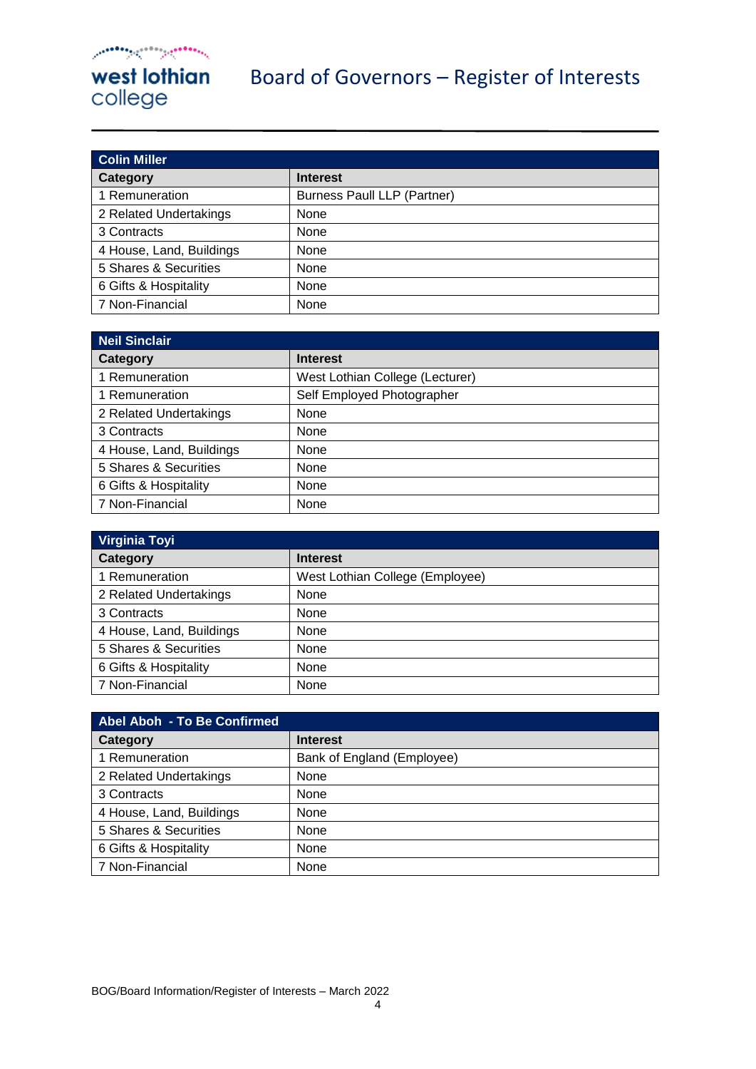# Board of Governors – Register of Interests

| Colin Miller | |
|---|---|
| **Category** | **Interest** |
| 1 Remuneration | Burness Paull LLP (Partner) |
| 2 Related Undertakings | None |
| 3 Contracts | None |
| 4 House, Land, Buildings | None |
| 5 Shares & Securities | None |
| 6 Gifts & Hospitality | None |
| 7 Non-Financial | None |

| Neil Sinclair | |
|---|---|
| **Category** | **Interest** |
| 1 Remuneration | West Lothian College (Lecturer) |
| 1 Remuneration | Self Employed Photographer |
| 2 Related Undertakings | None |
| 3 Contracts | None |
| 4 House, Land, Buildings | None |
| 5 Shares & Securities | None |
| 6 Gifts & Hospitality | None |
| 7 Non-Financial | None |

| Virginia Toyi | |
|---|---|
| **Category** | **Interest** |
| 1 Remuneration | West Lothian College (Employee) |
| 2 Related Undertakings | None |
| 3 Contracts | None |
| 4 House, Land, Buildings | None |
| 5 Shares & Securities | None |
| 6 Gifts & Hospitality | None |
| 7 Non-Financial | None |

| Abel Aboh - To Be Confirmed | |
|---|---|
| **Category** | **Interest** |
| 1 Remuneration | Bank of England (Employee) |
| 2 Related Undertakings | None |
| 3 Contracts | None |
| 4 House, Land, Buildings | None |
| 5 Shares & Securities | None |
| 6 Gifts & Hospitality | None |
| 7 Non-Financial | None |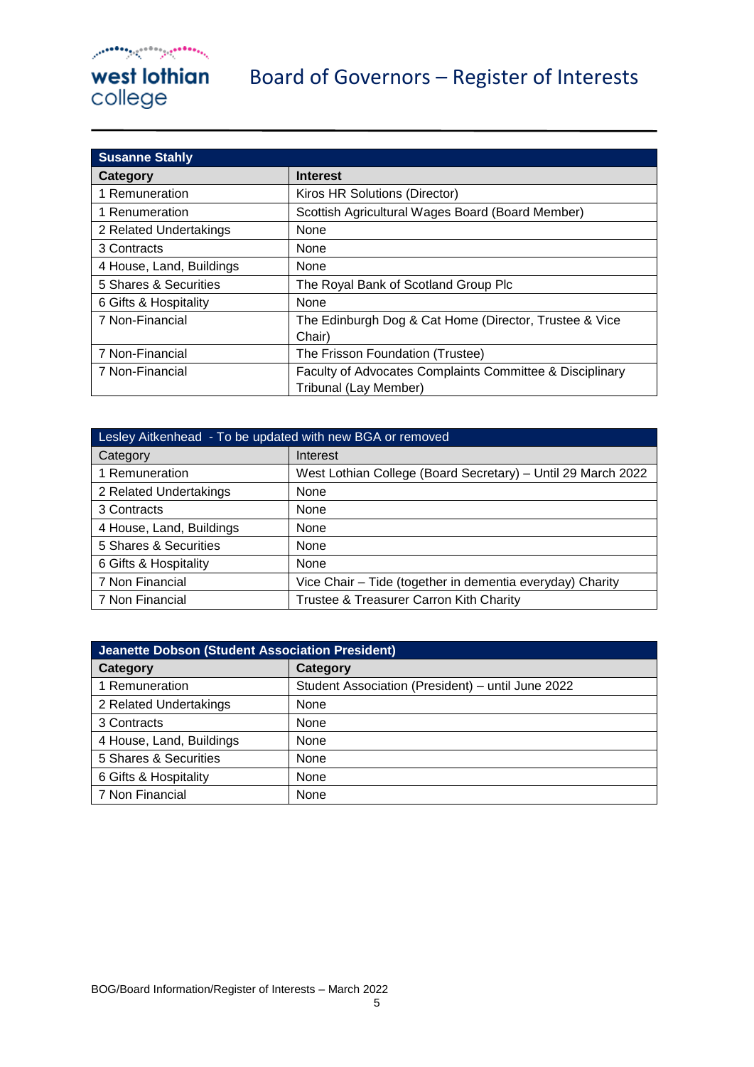# Board of Governors – Register of Interests

| **Susanne Stahly** | |
|---|---|
| **Category** | **Interest** |
| 1 Remuneration | Kiros HR Solutions (Director) |
| 1 Renumeration | Scottish Agricultural Wages Board (Board Member) |
| 2 Related Undertakings | None |
| 3 Contracts | None |
| 4 House, Land, Buildings | None |
| 5 Shares & Securities | The Royal Bank of Scotland Group Plc |
| 6 Gifts & Hospitality | None |
| 7 Non-Financial | The Edinburgh Dog & Cat Home (Director, Trustee & Vice Chair) |
| 7 Non-Financial | The Frisson Foundation (Trustee) |
| 7 Non-Financial | Faculty of Advocates Complaints Committee & Disciplinary Tribunal (Lay Member) |

| Lesley Aitkenhead - To be updated with new BGA or removed | |
|---|---|
| Category | Interest |
| 1 Remuneration | West Lothian College (Board Secretary) – Until 29 March 2022 |
| 2 Related Undertakings | None |
| 3 Contracts | None |
| 4 House, Land, Buildings | None |
| 5 Shares & Securities | None |
| 6 Gifts & Hospitality | None |
| 7 Non Financial | Vice Chair – Tide (together in dementia everyday) Charity |
| 7 Non Financial | Trustee & Treasurer Carron Kith Charity |

| **Jeanette Dobson (Student Association President)** | |
|---|---|
| **Category** | **Category** |
| 1 Remuneration | Student Association (President) – until June 2022 |
| 2 Related Undertakings | None |
| 3 Contracts | None |
| 4 House, Land, Buildings | None |
| 5 Shares & Securities | None |
| 6 Gifts & Hospitality | None |
| 7 Non Financial | None |

BOG/Board Information/Register of Interests – March 2022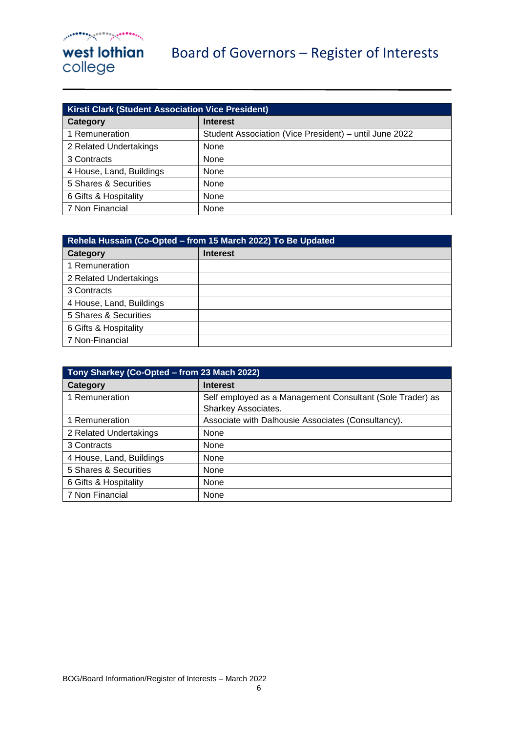# Board of Governors – Register of Interests

| Kirsti Clark (Student Association Vice President) | |
|---|---|
| **Category** | **Interest** |
| 1 Remuneration | Student Association (Vice President) – until June 2022 |
| 2 Related Undertakings | None |
| 3 Contracts | None |
| 4 House, Land, Buildings | None |
| 5 Shares & Securities | None |
| 6 Gifts & Hospitality | None |
| 7 Non Financial | None |

| Rehela Hussain (Co-Opted – from 15 March 2022) To Be Updated | |
|---|---|
| **Category** | **Interest** |
| 1 Remuneration | |
| 2 Related Undertakings | |
| 3 Contracts | |
| 4 House, Land, Buildings | |
| 5 Shares & Securities | |
| 6 Gifts & Hospitality | |
| 7 Non-Financial | |

| Tony Sharkey (Co-Opted – from 23 March 2022) | |
|---|---|
| **Category** | **Interest** |
| 1 Remuneration | Self employed as a Management Consultant (Sole Trader) as Sharkey Associates. |
| 1 Remuneration | Associate with Dalhousie Associates (Consultancy). |
| 2 Related Undertakings | None |
| 3 Contracts | None |
| 4 House, Land, Buildings | None |
| 5 Shares & Securities | None |
| 6 Gifts & Hospitality | None |
| 7 Non Financial | None |